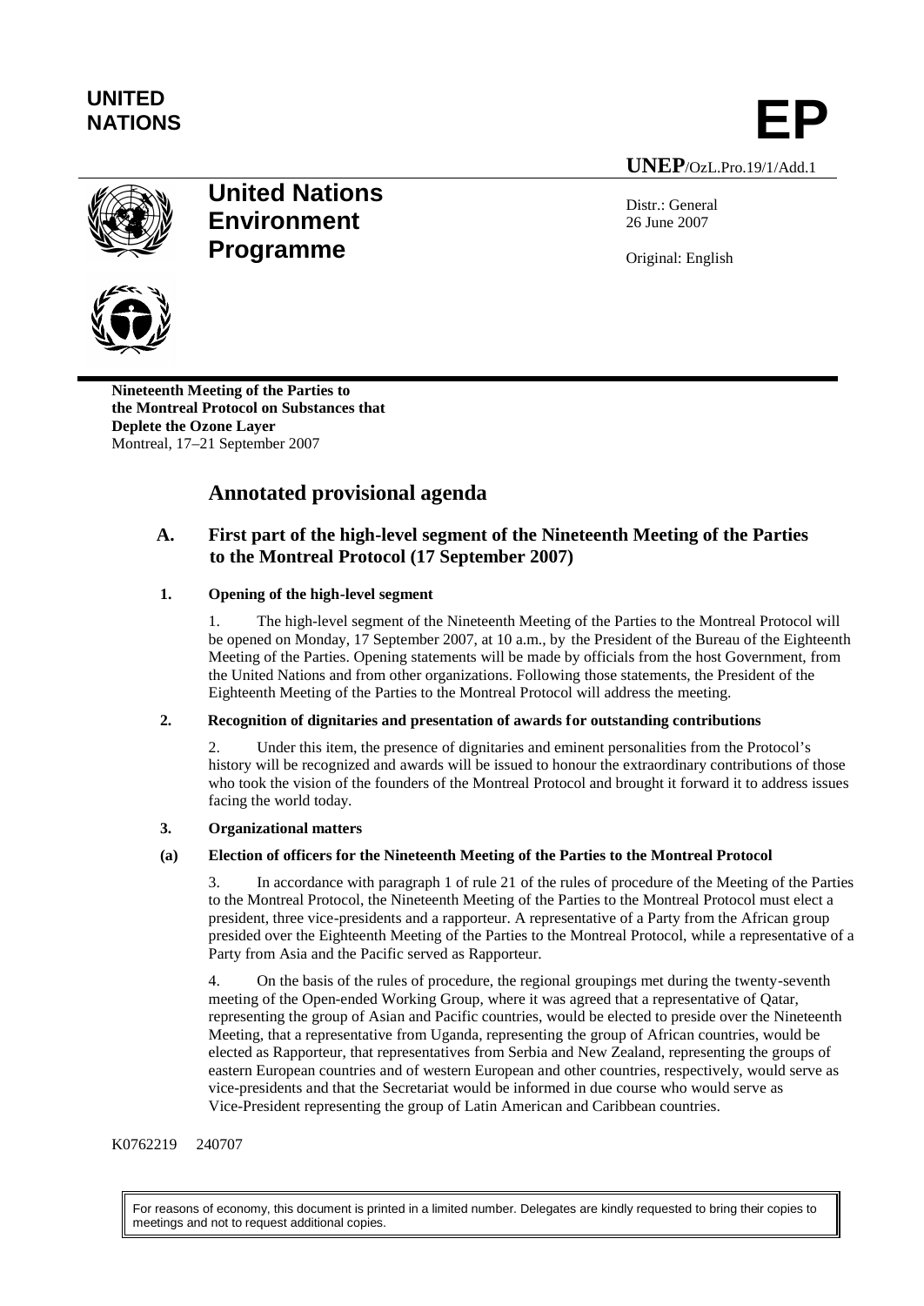**UNITED NATIONS**

**EP**

**UNEP**/OzL.Pro.19/1/Add.1

# United Nations Environment Programme

Distr.: General
26 June 2007

Original: English

**Nineteenth Meeting of the Parties to the Montreal Protocol on Substances that Deplete the Ozone Layer**
Montreal, 17–21 September 2007

# Annotated provisional agenda

## A. First part of the high-level segment of the Nineteenth Meeting of the Parties to the Montreal Protocol (17 September 2007)

### 1. Opening of the high-level segment

1. The high-level segment of the Nineteenth Meeting of the Parties to the Montreal Protocol will be opened on Monday, 17 September 2007, at 10 a.m., by the President of the Bureau of the Eighteenth Meeting of the Parties. Opening statements will be made by officials from the host Government, from the United Nations and from other organizations. Following those statements, the President of the Eighteenth Meeting of the Parties to the Montreal Protocol will address the meeting.

### 2. Recognition of dignitaries and presentation of awards for outstanding contributions

2. Under this item, the presence of dignitaries and eminent personalities from the Protocol's history will be recognized and awards will be issued to honour the extraordinary contributions of those who took the vision of the founders of the Montreal Protocol and brought it forward it to address issues facing the world today.

### 3. Organizational matters

#### (a) Election of officers for the Nineteenth Meeting of the Parties to the Montreal Protocol

3. In accordance with paragraph 1 of rule 21 of the rules of procedure of the Meeting of the Parties to the Montreal Protocol, the Nineteenth Meeting of the Parties to the Montreal Protocol must elect a president, three vice-presidents and a rapporteur. A representative of a Party from the African group presided over the Eighteenth Meeting of the Parties to the Montreal Protocol, while a representative of a Party from Asia and the Pacific served as Rapporteur.

4. On the basis of the rules of procedure, the regional groupings met during the twenty-seventh meeting of the Open-ended Working Group, where it was agreed that a representative of Qatar, representing the group of Asian and Pacific countries, would be elected to preside over the Nineteenth Meeting, that a representative from Uganda, representing the group of African countries, would be elected as Rapporteur, that representatives from Serbia and New Zealand, representing the groups of eastern European countries and of western European and other countries, respectively, would serve as vice-presidents and that the Secretariat would be informed in due course who would serve as Vice-President representing the group of Latin American and Caribbean countries.

K0762219 240707

For reasons of economy, this document is printed in a limited number. Delegates are kindly requested to bring their copies to meetings and not to request additional copies.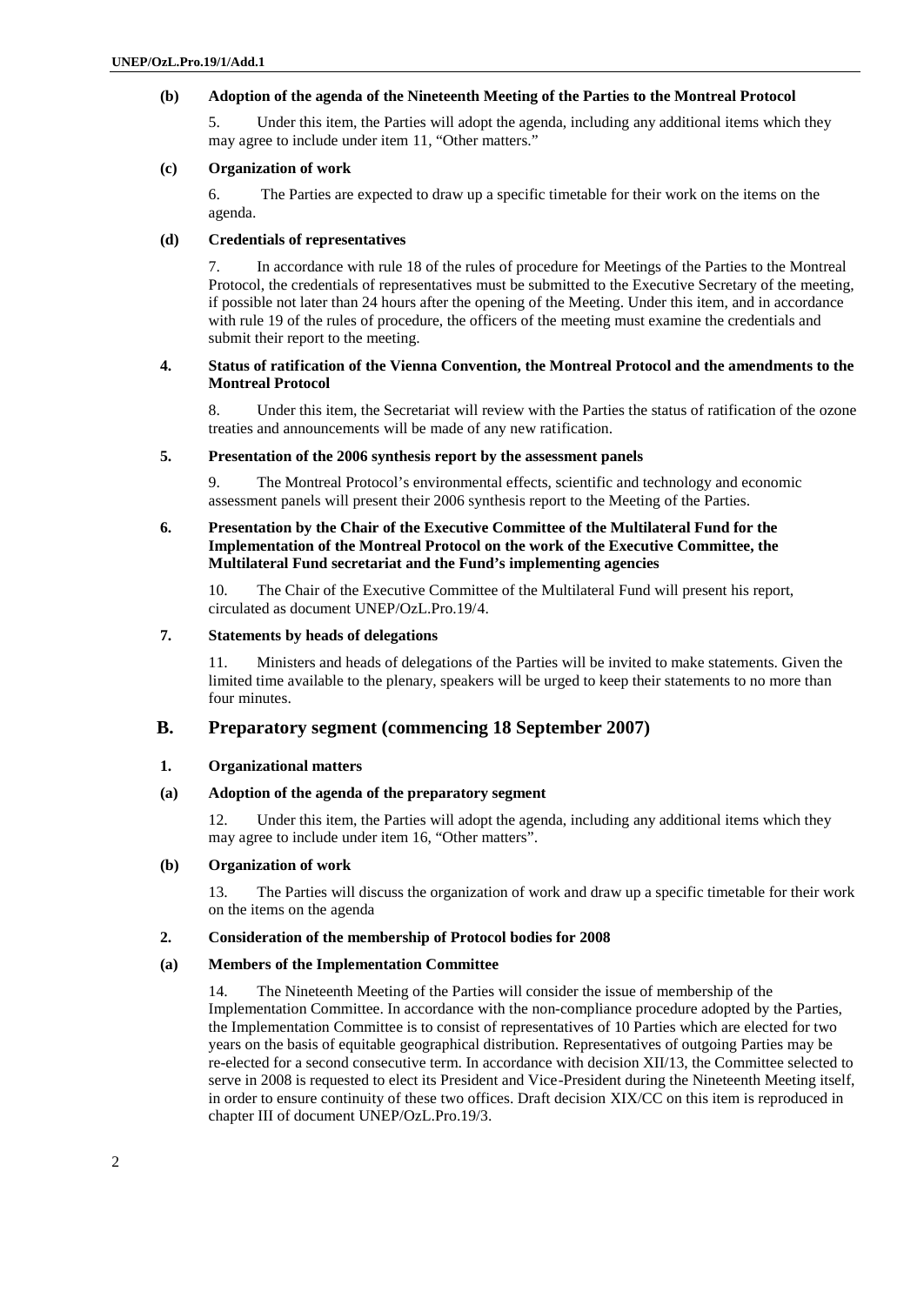#### (b) Adoption of the agenda of the Nineteenth Meeting of the Parties to the Montreal Protocol

5. Under this item, the Parties will adopt the agenda, including any additional items which they may agree to include under item 11, "Other matters."

#### (c) Organization of work

6. The Parties are expected to draw up a specific timetable for their work on the items on the agenda.

#### (d) Credentials of representatives

7. In accordance with rule 18 of the rules of procedure for Meetings of the Parties to the Montreal Protocol, the credentials of representatives must be submitted to the Executive Secretary of the meeting, if possible not later than 24 hours after the opening of the Meeting. Under this item, and in accordance with rule 19 of the rules of procedure, the officers of the meeting must examine the credentials and submit their report to the meeting.

#### 4. Status of ratification of the Vienna Convention, the Montreal Protocol and the amendments to the Montreal Protocol

8. Under this item, the Secretariat will review with the Parties the status of ratification of the ozone treaties and announcements will be made of any new ratification.

#### 5. Presentation of the 2006 synthesis report by the assessment panels

9. The Montreal Protocol's environmental effects, scientific and technology and economic assessment panels will present their 2006 synthesis report to the Meeting of the Parties.

#### 6. Presentation by the Chair of the Executive Committee of the Multilateral Fund for the Implementation of the Montreal Protocol on the work of the Executive Committee, the Multilateral Fund secretariat and the Fund's implementing agencies

10. The Chair of the Executive Committee of the Multilateral Fund will present his report, circulated as document UNEP/OzL.Pro.19/4.

#### 7. Statements by heads of delegations

11. Ministers and heads of delegations of the Parties will be invited to make statements. Given the limited time available to the plenary, speakers will be urged to keep their statements to no more than four minutes.

## B. Preparatory segment (commencing 18 September 2007)

#### 1. Organizational matters

#### (a) Adoption of the agenda of the preparatory segment

12. Under this item, the Parties will adopt the agenda, including any additional items which they may agree to include under item 16, "Other matters".

#### (b) Organization of work

13. The Parties will discuss the organization of work and draw up a specific timetable for their work on the items on the agenda

#### 2. Consideration of the membership of Protocol bodies for 2008

#### (a) Members of the Implementation Committee

14. The Nineteenth Meeting of the Parties will consider the issue of membership of the Implementation Committee. In accordance with the non-compliance procedure adopted by the Parties, the Implementation Committee is to consist of representatives of 10 Parties which are elected for two years on the basis of equitable geographical distribution. Representatives of outgoing Parties may be re-elected for a second consecutive term. In accordance with decision XII/13, the Committee selected to serve in 2008 is requested to elect its President and Vice-President during the Nineteenth Meeting itself, in order to ensure continuity of these two offices. Draft decision XIX/CC on this item is reproduced in chapter III of document UNEP/OzL.Pro.19/3.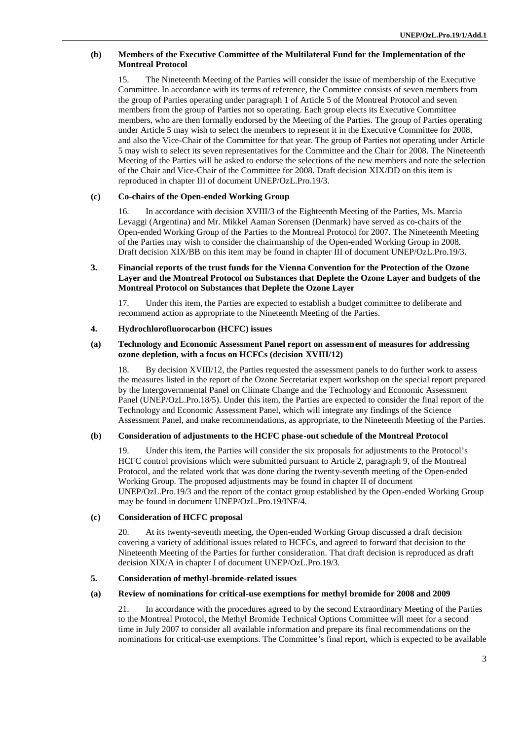**(b) Members of the Executive Committee of the Multilateral Fund for the Implementation of the Montreal Protocol**

15. The Nineteenth Meeting of the Parties will consider the issue of membership of the Executive Committee. In accordance with its terms of reference, the Committee consists of seven members from the group of Parties operating under paragraph 1 of Article 5 of the Montreal Protocol and seven members from the group of Parties not so operating. Each group elects its Executive Committee members, who are then formally endorsed by the Meeting of the Parties. The group of Parties operating under Article 5 may wish to select the members to represent it in the Executive Committee for 2008, and also the Vice-Chair of the Committee for that year. The group of Parties not operating under Article 5 may wish to select its seven representatives for the Committee and the Chair for 2008. The Nineteenth Meeting of the Parties will be asked to endorse the selections of the new members and note the selection of the Chair and Vice-Chair of the Committee for 2008. Draft decision XIX/DD on this item is reproduced in chapter III of document UNEP/OzL.Pro.19/3.

**(c) Co-chairs of the Open-ended Working Group**

16. In accordance with decision XVIII/3 of the Eighteenth Meeting of the Parties, Ms. Marcia Levaggi (Argentina) and Mr. Mikkel Aaman Sorensen (Denmark) have served as co-chairs of the Open-ended Working Group of the Parties to the Montreal Protocol for 2007. The Nineteenth Meeting of the Parties may wish to consider the chairmanship of the Open-ended Working Group in 2008. Draft decision XIX/BB on this item may be found in chapter III of document UNEP/OzL.Pro.19/3.

**3. Financial reports of the trust funds for the Vienna Convention for the Protection of the Ozone Layer and the Montreal Protocol on Substances that Deplete the Ozone Layer and budgets of the Montreal Protocol on Substances that Deplete the Ozone Layer**

17. Under this item, the Parties are expected to establish a budget committee to deliberate and recommend action as appropriate to the Nineteenth Meeting of the Parties.

**4. Hydrochlorofluorocarbon (HCFC) issues**

**(a) Technology and Economic Assessment Panel report on assessment of measures for addressing ozone depletion, with a focus on HCFCs (decision XVIII/12)**

18. By decision XVIII/12, the Parties requested the assessment panels to do further work to assess the measures listed in the report of the Ozone Secretariat expert workshop on the special report prepared by the Intergovernmental Panel on Climate Change and the Technology and Economic Assessment Panel (UNEP/OzL.Pro.18/5). Under this item, the Parties are expected to consider the final report of the Technology and Economic Assessment Panel, which will integrate any findings of the Science Assessment Panel, and make recommendations, as appropriate, to the Nineteenth Meeting of the Parties.

**(b) Consideration of adjustments to the HCFC phase-out schedule of the Montreal Protocol**

19. Under this item, the Parties will consider the six proposals for adjustments to the Protocol's HCFC control provisions which were submitted pursuant to Article 2, paragraph 9, of the Montreal Protocol, and the related work that was done during the twenty-seventh meeting of the Open-ended Working Group. The proposed adjustments may be found in chapter II of document UNEP/OzL.Pro.19/3 and the report of the contact group established by the Open-ended Working Group may be found in document UNEP/OzL.Pro.19/INF/4.

**(c) Consideration of HCFC proposal**

20. At its twenty-seventh meeting, the Open-ended Working Group discussed a draft decision covering a variety of additional issues related to HCFCs, and agreed to forward that decision to the Nineteenth Meeting of the Parties for further consideration. That draft decision is reproduced as draft decision XIX/A in chapter I of document UNEP/OzL.Pro.19/3.

**5. Consideration of methyl-bromide-related issues**

**(a) Review of nominations for critical-use exemptions for methyl bromide for 2008 and 2009**

21. In accordance with the procedures agreed to by the second Extraordinary Meeting of the Parties to the Montreal Protocol, the Methyl Bromide Technical Options Committee will meet for a second time in July 2007 to consider all available information and prepare its final recommendations on the nominations for critical-use exemptions. The Committee's final report, which is expected to be available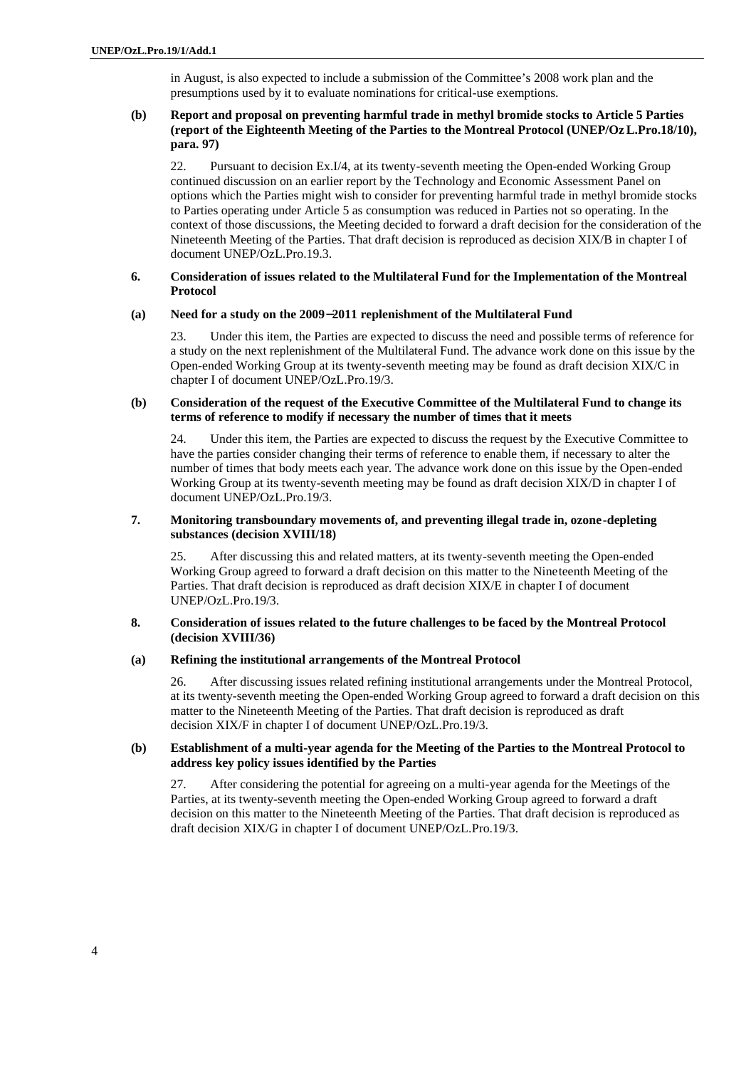in August, is also expected to include a submission of the Committee's 2008 work plan and the presumptions used by it to evaluate nominations for critical-use exemptions.

**(b) Report and proposal on preventing harmful trade in methyl bromide stocks to Article 5 Parties (report of the Eighteenth Meeting of the Parties to the Montreal Protocol (UNEP/Oz L.Pro.18/10), para. 97)**

22. Pursuant to decision Ex.I/4, at its twenty-seventh meeting the Open-ended Working Group continued discussion on an earlier report by the Technology and Economic Assessment Panel on options which the Parties might wish to consider for preventing harmful trade in methyl bromide stocks to Parties operating under Article 5 as consumption was reduced in Parties not so operating. In the context of those discussions, the Meeting decided to forward a draft decision for the consideration of the Nineteenth Meeting of the Parties. That draft decision is reproduced as decision XIX/B in chapter I of document UNEP/OzL.Pro.19.3.

**6. Consideration of issues related to the Multilateral Fund for the Implementation of the Montreal Protocol**

**(a) Need for a study on the 2009–2011 replenishment of the Multilateral Fund**

23. Under this item, the Parties are expected to discuss the need and possible terms of reference for a study on the next replenishment of the Multilateral Fund. The advance work done on this issue by the Open-ended Working Group at its twenty-seventh meeting may be found as draft decision XIX/C in chapter I of document UNEP/OzL.Pro.19/3.

**(b) Consideration of the request of the Executive Committee of the Multilateral Fund to change its terms of reference to modify if necessary the number of times that it meets**

24. Under this item, the Parties are expected to discuss the request by the Executive Committee to have the parties consider changing their terms of reference to enable them, if necessary to alter the number of times that body meets each year. The advance work done on this issue by the Open-ended Working Group at its twenty-seventh meeting may be found as draft decision XIX/D in chapter I of document UNEP/OzL.Pro.19/3.

**7. Monitoring transboundary movements of, and preventing illegal trade in, ozone-depleting substances (decision XVIII/18)**

25. After discussing this and related matters, at its twenty-seventh meeting the Open-ended Working Group agreed to forward a draft decision on this matter to the Nineteenth Meeting of the Parties. That draft decision is reproduced as draft decision XIX/E in chapter I of document UNEP/OzL.Pro.19/3.

**8. Consideration of issues related to the future challenges to be faced by the Montreal Protocol (decision XVIII/36)**

**(a) Refining the institutional arrangements of the Montreal Protocol**

26. After discussing issues related refining institutional arrangements under the Montreal Protocol, at its twenty-seventh meeting the Open-ended Working Group agreed to forward a draft decision on this matter to the Nineteenth Meeting of the Parties. That draft decision is reproduced as draft decision XIX/F in chapter I of document UNEP/OzL.Pro.19/3.

**(b) Establishment of a multi-year agenda for the Meeting of the Parties to the Montreal Protocol to address key policy issues identified by the Parties**

27. After considering the potential for agreeing on a multi-year agenda for the Meetings of the Parties, at its twenty-seventh meeting the Open-ended Working Group agreed to forward a draft decision on this matter to the Nineteenth Meeting of the Parties. That draft decision is reproduced as draft decision XIX/G in chapter I of document UNEP/OzL.Pro.19/3.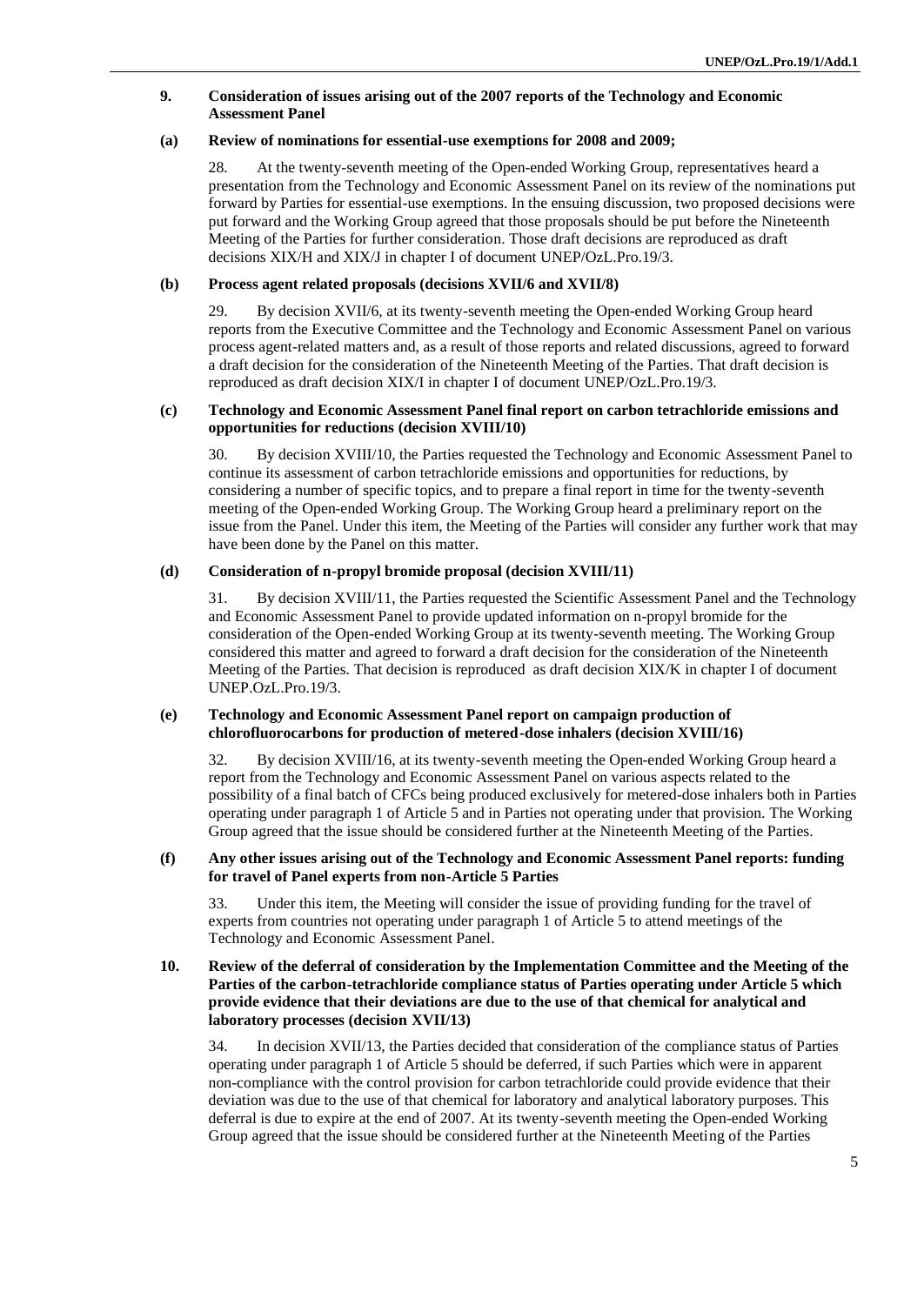### 9. Consideration of issues arising out of the 2007 reports of the Technology and Economic Assessment Panel

#### (a) Review of nominations for essential-use exemptions for 2008 and 2009;

28. At the twenty-seventh meeting of the Open-ended Working Group, representatives heard a presentation from the Technology and Economic Assessment Panel on its review of the nominations put forward by Parties for essential-use exemptions. In the ensuing discussion, two proposed decisions were put forward and the Working Group agreed that those proposals should be put before the Nineteenth Meeting of the Parties for further consideration. Those draft decisions are reproduced as draft decisions XIX/H and XIX/J in chapter I of document UNEP/OzL.Pro.19/3.

#### (b) Process agent related proposals (decisions XVII/6 and XVII/8)

29. By decision XVII/6, at its twenty-seventh meeting the Open-ended Working Group heard reports from the Executive Committee and the Technology and Economic Assessment Panel on various process agent-related matters and, as a result of those reports and related discussions, agreed to forward a draft decision for the consideration of the Nineteenth Meeting of the Parties. That draft decision is reproduced as draft decision XIX/I in chapter I of document UNEP/OzL.Pro.19/3.

#### (c) Technology and Economic Assessment Panel final report on carbon tetrachloride emissions and opportunities for reductions (decision XVIII/10)

30. By decision XVIII/10, the Parties requested the Technology and Economic Assessment Panel to continue its assessment of carbon tetrachloride emissions and opportunities for reductions, by considering a number of specific topics, and to prepare a final report in time for the twenty-seventh meeting of the Open-ended Working Group. The Working Group heard a preliminary report on the issue from the Panel. Under this item, the Meeting of the Parties will consider any further work that may have been done by the Panel on this matter.

#### (d) Consideration of n-propyl bromide proposal (decision XVIII/11)

31. By decision XVIII/11, the Parties requested the Scientific Assessment Panel and the Technology and Economic Assessment Panel to provide updated information on n-propyl bromide for the consideration of the Open-ended Working Group at its twenty-seventh meeting. The Working Group considered this matter and agreed to forward a draft decision for the consideration of the Nineteenth Meeting of the Parties. That decision is reproduced as draft decision XIX/K in chapter I of document UNEP.OzL.Pro.19/3.

#### (e) Technology and Economic Assessment Panel report on campaign production of chlorofluorocarbons for production of metered-dose inhalers (decision XVIII/16)

32. By decision XVIII/16, at its twenty-seventh meeting the Open-ended Working Group heard a report from the Technology and Economic Assessment Panel on various aspects related to the possibility of a final batch of CFCs being produced exclusively for metered-dose inhalers both in Parties operating under paragraph 1 of Article 5 and in Parties not operating under that provision. The Working Group agreed that the issue should be considered further at the Nineteenth Meeting of the Parties.

#### (f) Any other issues arising out of the Technology and Economic Assessment Panel reports: funding for travel of Panel experts from non-Article 5 Parties

33. Under this item, the Meeting will consider the issue of providing funding for the travel of experts from countries not operating under paragraph 1 of Article 5 to attend meetings of the Technology and Economic Assessment Panel.

### 10. Review of the deferral of consideration by the Implementation Committee and the Meeting of the Parties of the carbon-tetrachloride compliance status of Parties operating under Article 5 which provide evidence that their deviations are due to the use of that chemical for analytical and laboratory processes (decision XVII/13)

34. In decision XVII/13, the Parties decided that consideration of the compliance status of Parties operating under paragraph 1 of Article 5 should be deferred, if such Parties which were in apparent non-compliance with the control provision for carbon tetrachloride could provide evidence that their deviation was due to the use of that chemical for laboratory and analytical laboratory purposes. This deferral is due to expire at the end of 2007. At its twenty-seventh meeting the Open-ended Working Group agreed that the issue should be considered further at the Nineteenth Meeting of the Parties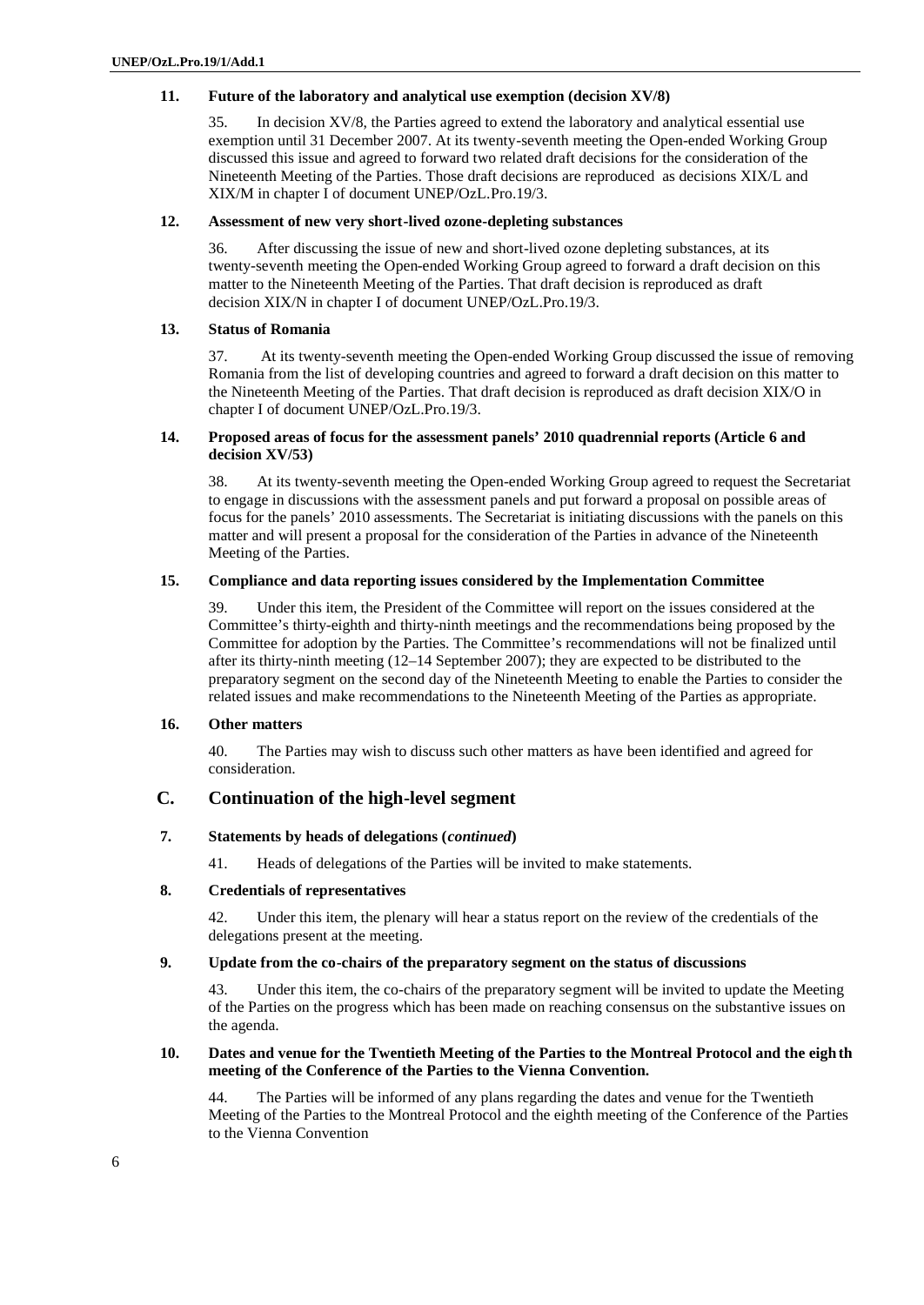### 11. Future of the laboratory and analytical use exemption (decision XV/8)

35. In decision XV/8, the Parties agreed to extend the laboratory and analytical essential use exemption until 31 December 2007. At its twenty-seventh meeting the Open-ended Working Group discussed this issue and agreed to forward two related draft decisions for the consideration of the Nineteenth Meeting of the Parties. Those draft decisions are reproduced as decisions XIX/L and XIX/M in chapter I of document UNEP/OzL.Pro.19/3.

### 12. Assessment of new very short-lived ozone-depleting substances

36. After discussing the issue of new and short-lived ozone depleting substances, at its twenty-seventh meeting the Open-ended Working Group agreed to forward a draft decision on this matter to the Nineteenth Meeting of the Parties. That draft decision is reproduced as draft decision XIX/N in chapter I of document UNEP/OzL.Pro.19/3.

### 13. Status of Romania

37. At its twenty-seventh meeting the Open-ended Working Group discussed the issue of removing Romania from the list of developing countries and agreed to forward a draft decision on this matter to the Nineteenth Meeting of the Parties. That draft decision is reproduced as draft decision XIX/O in chapter I of document UNEP/OzL.Pro.19/3.

### 14. Proposed areas of focus for the assessment panels' 2010 quadrennial reports (Article 6 and decision XV/53)

38. At its twenty-seventh meeting the Open-ended Working Group agreed to request the Secretariat to engage in discussions with the assessment panels and put forward a proposal on possible areas of focus for the panels' 2010 assessments. The Secretariat is initiating discussions with the panels on this matter and will present a proposal for the consideration of the Parties in advance of the Nineteenth Meeting of the Parties.

### 15. Compliance and data reporting issues considered by the Implementation Committee

39. Under this item, the President of the Committee will report on the issues considered at the Committee's thirty-eighth and thirty-ninth meetings and the recommendations being proposed by the Committee for adoption by the Parties. The Committee's recommendations will not be finalized until after its thirty-ninth meeting (12–14 September 2007); they are expected to be distributed to the preparatory segment on the second day of the Nineteenth Meeting to enable the Parties to consider the related issues and make recommendations to the Nineteenth Meeting of the Parties as appropriate.

### 16. Other matters

40. The Parties may wish to discuss such other matters as have been identified and agreed for consideration.

## C. Continuation of the high-level segment

### 7. Statements by heads of delegations (*continued*)

41. Heads of delegations of the Parties will be invited to make statements.

### 8. Credentials of representatives

42. Under this item, the plenary will hear a status report on the review of the credentials of the delegations present at the meeting.

### 9. Update from the co-chairs of the preparatory segment on the status of discussions

43. Under this item, the co-chairs of the preparatory segment will be invited to update the Meeting of the Parties on the progress which has been made on reaching consensus on the substantive issues on the agenda.

### 10. Dates and venue for the Twentieth Meeting of the Parties to the Montreal Protocol and the eighth meeting of the Conference of the Parties to the Vienna Convention.

44. The Parties will be informed of any plans regarding the dates and venue for the Twentieth Meeting of the Parties to the Montreal Protocol and the eighth meeting of the Conference of the Parties to the Vienna Convention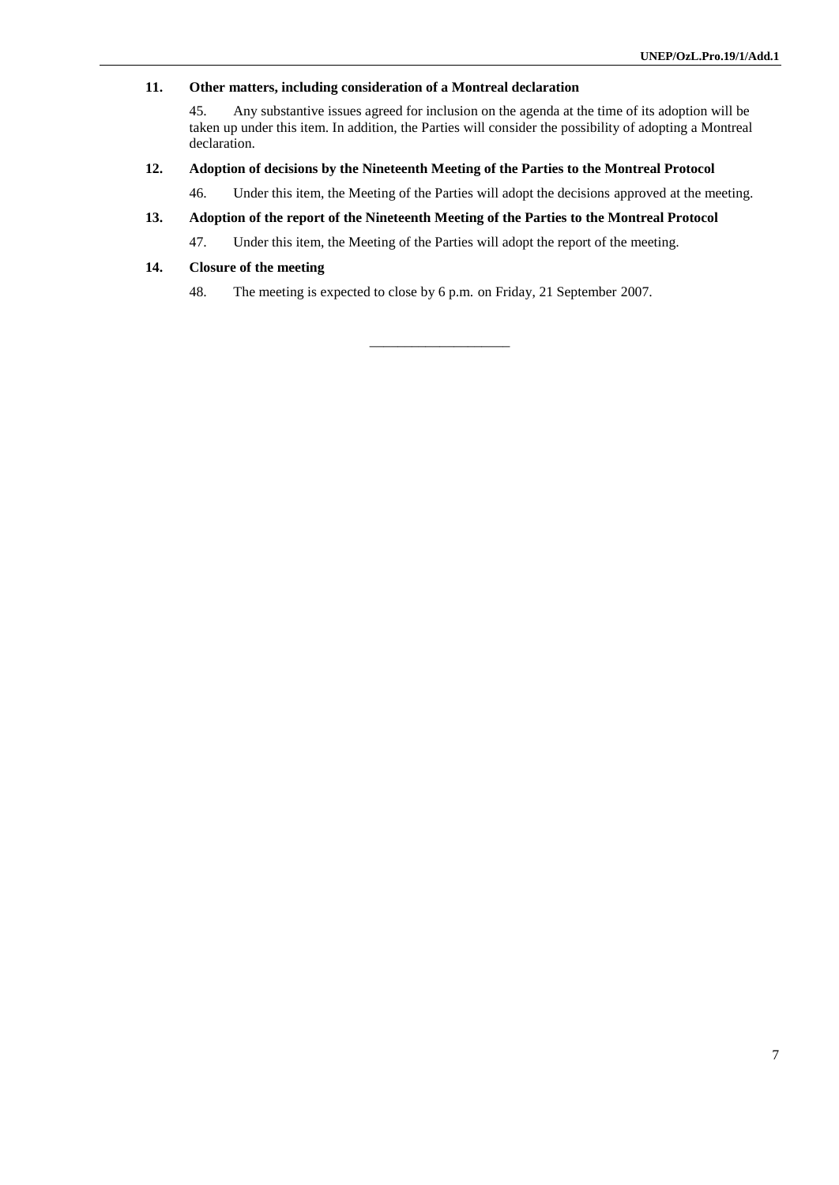### 11. Other matters, including consideration of a Montreal declaration

45. Any substantive issues agreed for inclusion on the agenda at the time of its adoption will be taken up under this item. In addition, the Parties will consider the possibility of adopting a Montreal declaration.

### 12. Adoption of decisions by the Nineteenth Meeting of the Parties to the Montreal Protocol

46. Under this item, the Meeting of the Parties will adopt the decisions approved at the meeting.

### 13. Adoption of the report of the Nineteenth Meeting of the Parties to the Montreal Protocol

47. Under this item, the Meeting of the Parties will adopt the report of the meeting.

### 14. Closure of the meeting

48. The meeting is expected to close by 6 p.m. on Friday, 21 September 2007.

____________________